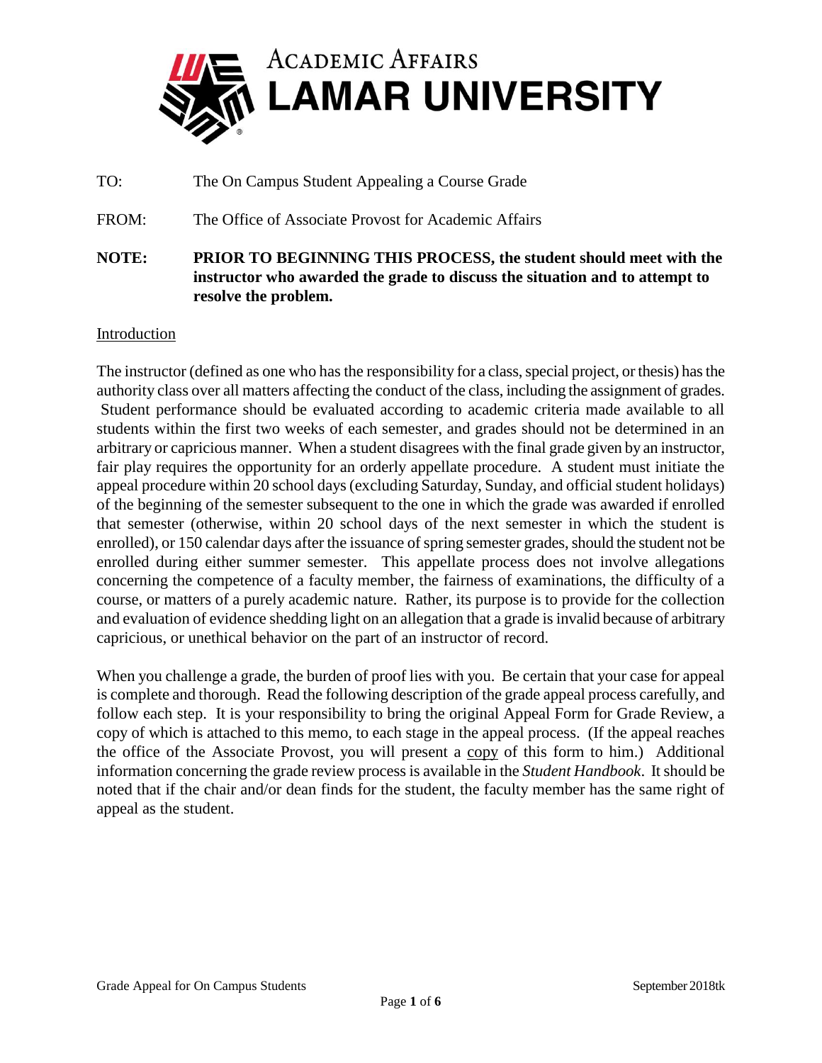# ACADEMIC AFFAIRS
# LAMAR UNIVERSITY

TO: The On Campus Student Appealing a Course Grade

FROM: The Office of Associate Provost for Academic Affairs

**NOTE: PRIOR TO BEGINNING THIS PROCESS, the student should meet with the instructor who awarded the grade to discuss the situation and to attempt to resolve the problem.**

## Introduction

The instructor (defined as one who has the responsibility for a class, special project, or thesis) has the authority class over all matters affecting the conduct of the class, including the assignment of grades. Student performance should be evaluated according to academic criteria made available to all students within the first two weeks of each semester, and grades should not be determined in an arbitrary or capricious manner. When a student disagrees with the final grade given by an instructor, fair play requires the opportunity for an orderly appellate procedure. A student must initiate the appeal procedure within 20 school days (excluding Saturday, Sunday, and official student holidays) of the beginning of the semester subsequent to the one in which the grade was awarded if enrolled that semester (otherwise, within 20 school days of the next semester in which the student is enrolled), or 150 calendar days after the issuance of spring semester grades, should the student not be enrolled during either summer semester. This appellate process does not involve allegations concerning the competence of a faculty member, the fairness of examinations, the difficulty of a course, or matters of a purely academic nature. Rather, its purpose is to provide for the collection and evaluation of evidence shedding light on an allegation that a grade is invalid because of arbitrary capricious, or unethical behavior on the part of an instructor of record.

When you challenge a grade, the burden of proof lies with you. Be certain that your case for appeal is complete and thorough. Read the following description of the grade appeal process carefully, and follow each step. It is your responsibility to bring the original Appeal Form for Grade Review, a copy of which is attached to this memo, to each stage in the appeal process. (If the appeal reaches the office of the Associate Provost, you will present a copy of this form to him.) Additional information concerning the grade review process is available in the *Student Handbook*. It should be noted that if the chair and/or dean finds for the student, the faculty member has the same right of appeal as the student.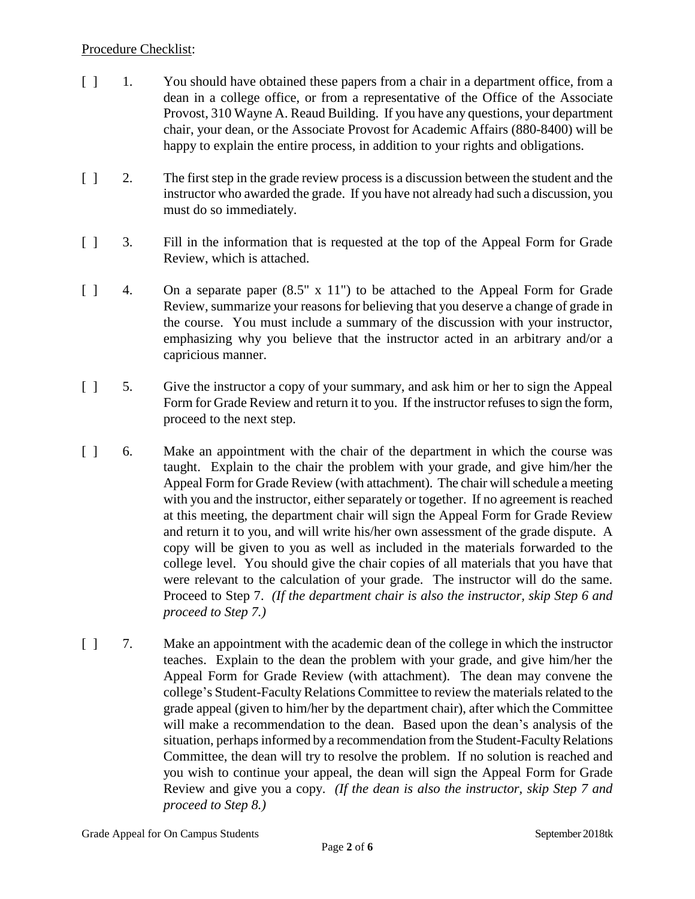Procedure Checklist:

[ ] 1. You should have obtained these papers from a chair in a department office, from a dean in a college office, or from a representative of the Office of the Associate Provost, 310 Wayne A. Reaud Building. If you have any questions, your department chair, your dean, or the Associate Provost for Academic Affairs (880-8400) will be happy to explain the entire process, in addition to your rights and obligations.

[ ] 2. The first step in the grade review process is a discussion between the student and the instructor who awarded the grade. If you have not already had such a discussion, you must do so immediately.

[ ] 3. Fill in the information that is requested at the top of the Appeal Form for Grade Review, which is attached.

[ ] 4. On a separate paper (8.5" x 11") to be attached to the Appeal Form for Grade Review, summarize your reasons for believing that you deserve a change of grade in the course. You must include a summary of the discussion with your instructor, emphasizing why you believe that the instructor acted in an arbitrary and/or a capricious manner.

[ ] 5. Give the instructor a copy of your summary, and ask him or her to sign the Appeal Form for Grade Review and return it to you. If the instructor refuses to sign the form, proceed to the next step.

[ ] 6. Make an appointment with the chair of the department in which the course was taught. Explain to the chair the problem with your grade, and give him/her the Appeal Form for Grade Review (with attachment). The chair will schedule a meeting with you and the instructor, either separately or together. If no agreement is reached at this meeting, the department chair will sign the Appeal Form for Grade Review and return it to you, and will write his/her own assessment of the grade dispute. A copy will be given to you as well as included in the materials forwarded to the college level. You should give the chair copies of all materials that you have that were relevant to the calculation of your grade. The instructor will do the same. Proceed to Step 7. *(If the department chair is also the instructor, skip Step 6 and proceed to Step 7.)*

[ ] 7. Make an appointment with the academic dean of the college in which the instructor teaches. Explain to the dean the problem with your grade, and give him/her the Appeal Form for Grade Review (with attachment). The dean may convene the college's Student-Faculty Relations Committee to review the materials related to the grade appeal (given to him/her by the department chair), after which the Committee will make a recommendation to the dean. Based upon the dean's analysis of the situation, perhaps informed by a recommendation from the Student-Faculty Relations Committee, the dean will try to resolve the problem. If no solution is reached and you wish to continue your appeal, the dean will sign the Appeal Form for Grade Review and give you a copy. *(If the dean is also the instructor, skip Step 7 and proceed to Step 8.)*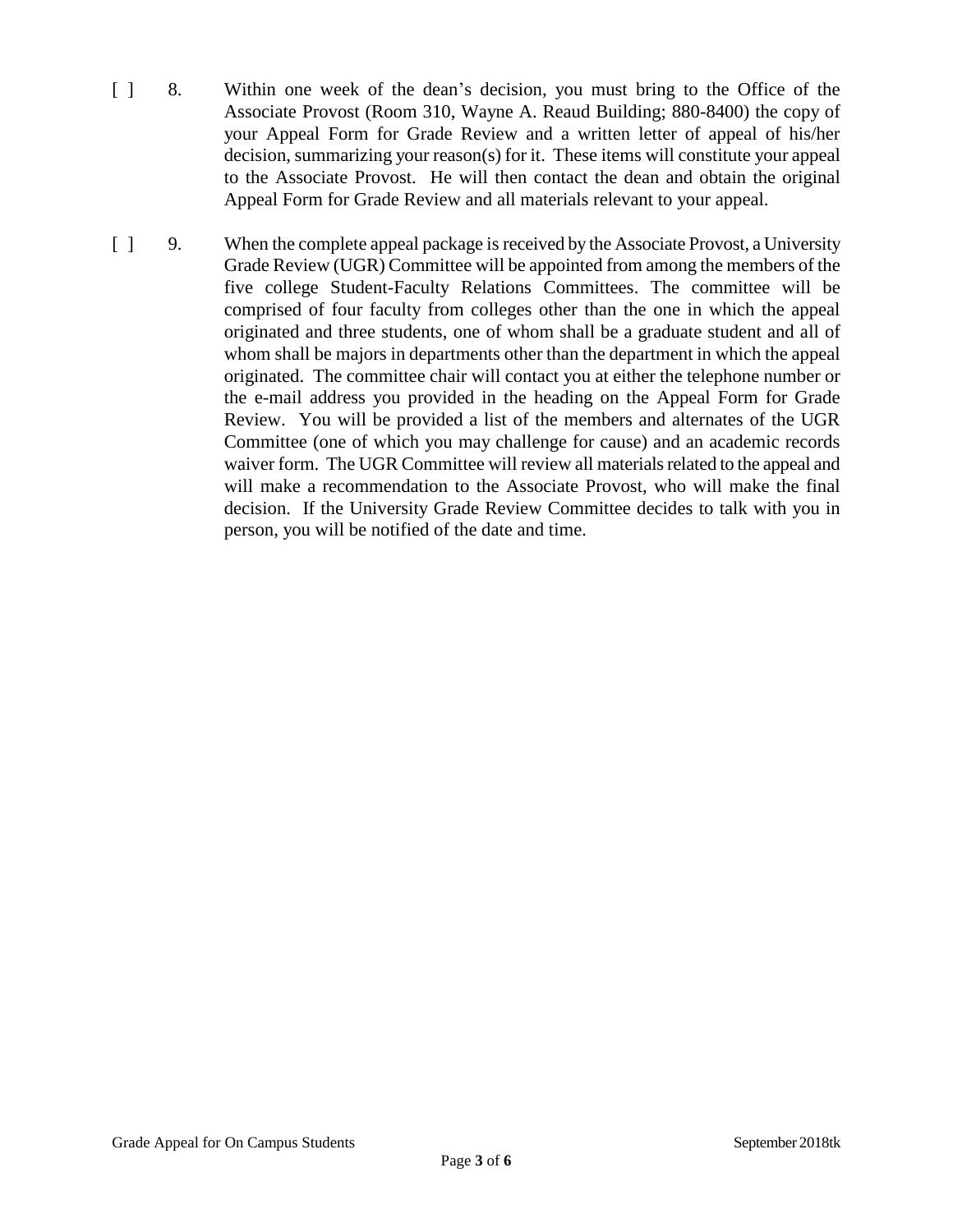[ ] 8. Within one week of the dean's decision, you must bring to the Office of the Associate Provost (Room 310, Wayne A. Reaud Building; 880-8400) the copy of your Appeal Form for Grade Review and a written letter of appeal of his/her decision, summarizing your reason(s) for it. These items will constitute your appeal to the Associate Provost. He will then contact the dean and obtain the original Appeal Form for Grade Review and all materials relevant to your appeal.

[ ] 9. When the complete appeal package is received by the Associate Provost, a University Grade Review (UGR) Committee will be appointed from among the members of the five college Student-Faculty Relations Committees. The committee will be comprised of four faculty from colleges other than the one in which the appeal originated and three students, one of whom shall be a graduate student and all of whom shall be majors in departments other than the department in which the appeal originated. The committee chair will contact you at either the telephone number or the e-mail address you provided in the heading on the Appeal Form for Grade Review. You will be provided a list of the members and alternates of the UGR Committee (one of which you may challenge for cause) and an academic records waiver form. The UGR Committee will review all materials related to the appeal and will make a recommendation to the Associate Provost, who will make the final decision. If the University Grade Review Committee decides to talk with you in person, you will be notified of the date and time.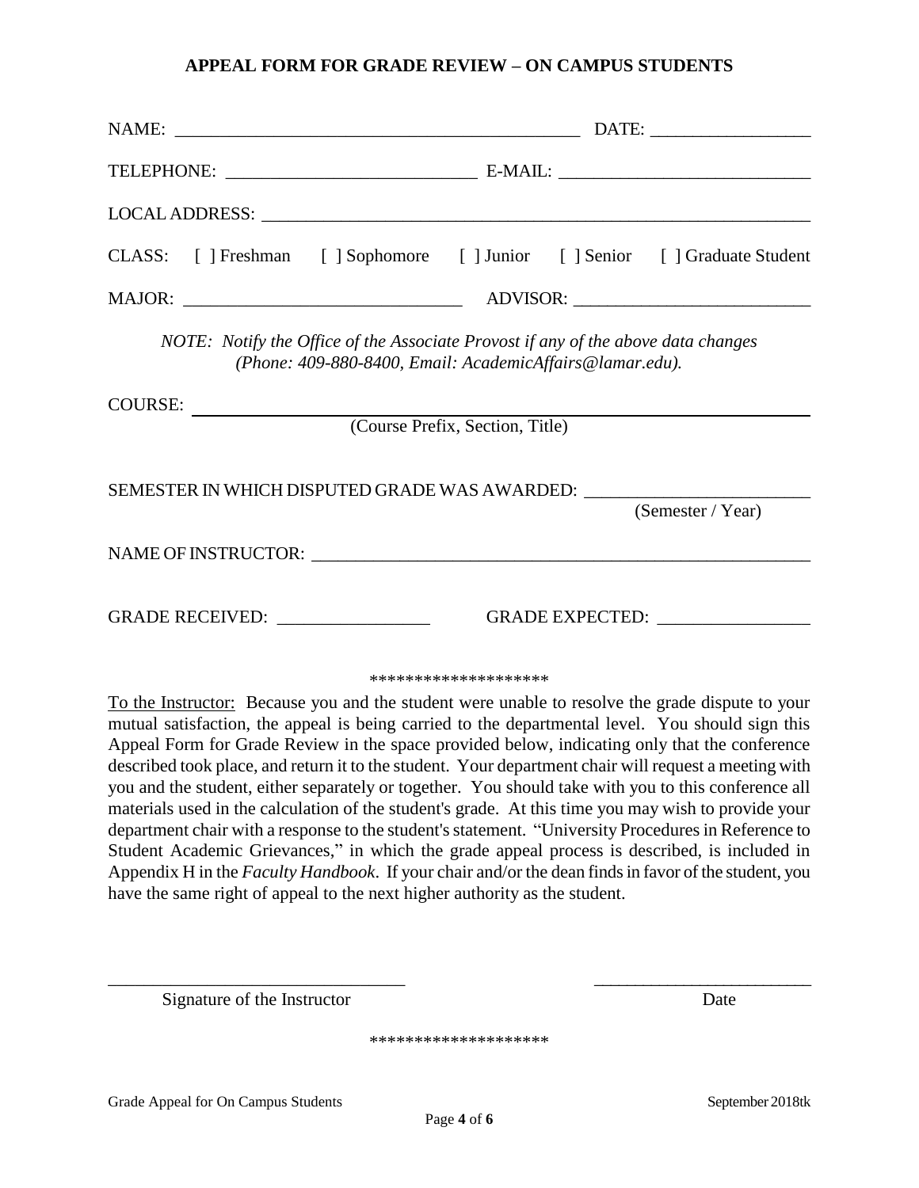# APPEAL FORM FOR GRADE REVIEW – ON CAMPUS STUDENTS

NAME: _____________________________________________ DATE: _________________

TELEPHONE: ___________________________ E-MAIL: ___________________________

LOCAL ADDRESS: _____________________________________________________________

CLASS: [ ] Freshman [ ] Sophomore [ ] Junior [ ] Senior [ ] Graduate Student

MAJOR: ______________________________ ADVISOR: _________________________

*NOTE: Notify the Office of the Associate Provost if any of the above data changes (Phone: 409-880-8400, Email: AcademicAffairs@lamar.edu).*

COURSE: ____________________________________________________________________
(Course Prefix, Section, Title)

SEMESTER IN WHICH DISPUTED GRADE WAS AWARDED: ________________________
(Semester / Year)

NAME OF INSTRUCTOR: ________________________________________________________

GRADE RECEIVED: ________________ GRADE EXPECTED: ________________

********************

To the Instructor: Because you and the student were unable to resolve the grade dispute to your mutual satisfaction, the appeal is being carried to the departmental level. You should sign this Appeal Form for Grade Review in the space provided below, indicating only that the conference described took place, and return it to the student. Your department chair will request a meeting with you and the student, either separately or together. You should take with you to this conference all materials used in the calculation of the student's grade. At this time you may wish to provide your department chair with a response to the student's statement. "University Procedures in Reference to Student Academic Grievances," in which the grade appeal process is described, is included in Appendix H in the *Faculty Handbook*. If your chair and/or the dean finds in favor of the student, you have the same right of appeal to the next higher authority as the student.

_________________________________ ________________________

Signature of the Instructor Date

********************

Grade Appeal for On Campus Students September 2018tk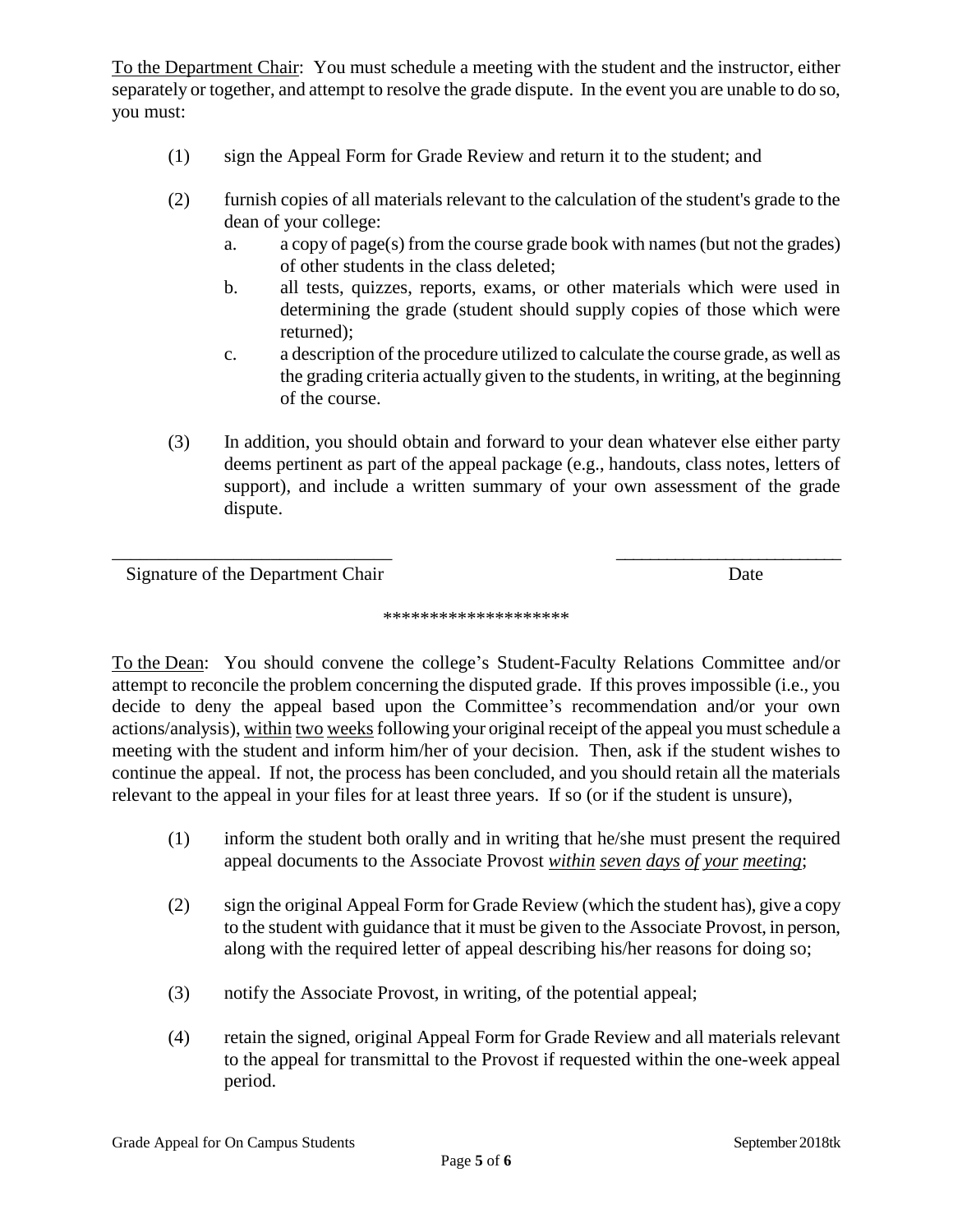<u>To the Department Chair</u>: You must schedule a meeting with the student and the instructor, either separately or together, and attempt to resolve the grade dispute. In the event you are unable to do so, you must:

(1) sign the Appeal Form for Grade Review and return it to the student; and

(2) furnish copies of all materials relevant to the calculation of the student's grade to the dean of your college:

   a. a copy of page(s) from the course grade book with names (but not the grades) of other students in the class deleted;

   b. all tests, quizzes, reports, exams, or other materials which were used in determining the grade (student should supply copies of those which were returned);

   c. a description of the procedure utilized to calculate the course grade, as well as the grading criteria actually given to the students, in writing, at the beginning of the course.

(3) In addition, you should obtain and forward to your dean whatever else either party deems pertinent as part of the appeal package (e.g., handouts, class notes, letters of support), and include a written summary of your own assessment of the grade dispute.

______________________________ ________________________

Signature of the Department Chair Date

********************

<u>To the Dean</u>: You should convene the college's Student-Faculty Relations Committee and/or attempt to reconcile the problem concerning the disputed grade. If this proves impossible (i.e., you decide to deny the appeal based upon the Committee's recommendation and/or your own actions/analysis), <u>within two weeks</u> following your original receipt of the appeal you must schedule a meeting with the student and inform him/her of your decision. Then, ask if the student wishes to continue the appeal. If not, the process has been concluded, and you should retain all the materials relevant to the appeal in your files for at least three years. If so (or if the student is unsure),

(1) inform the student both orally and in writing that he/she must present the required appeal documents to the Associate Provost <u>*within seven days of your meeting*</u>;

(2) sign the original Appeal Form for Grade Review (which the student has), give a copy to the student with guidance that it must be given to the Associate Provost, in person, along with the required letter of appeal describing his/her reasons for doing so;

(3) notify the Associate Provost, in writing, of the potential appeal;

(4) retain the signed, original Appeal Form for Grade Review and all materials relevant to the appeal for transmittal to the Provost if requested within the one-week appeal period.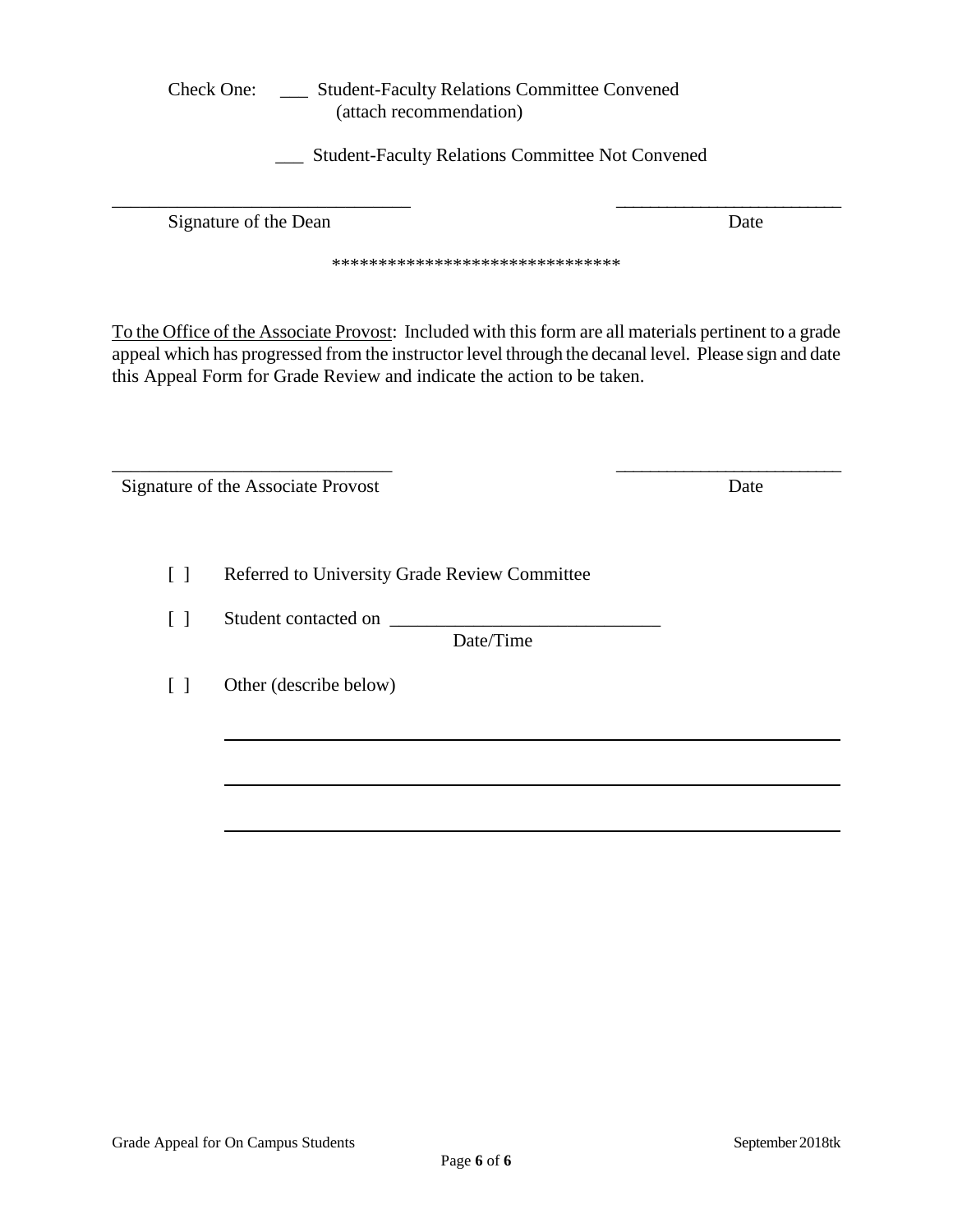Check One: ___ Student-Faculty Relations Committee Convened (attach recommendation)

___ Student-Faculty Relations Committee Not Convened

________________________________ ________________________

Signature of the Dean Date

******************************

To the Office of the Associate Provost: Included with this form are all materials pertinent to a grade appeal which has progressed from the instructor level through the decanal level. Please sign and date this Appeal Form for Grade Review and indicate the action to be taken.

______________________________ ________________________

Signature of the Associate Provost Date

[ ] Referred to University Grade Review Committee

[ ] Student contacted on _____________________________
Date/Time

[ ] Other (describe below)

_______________________________________________________________

_______________________________________________________________

_______________________________________________________________

Grade Appeal for On Campus Students September 2018tk